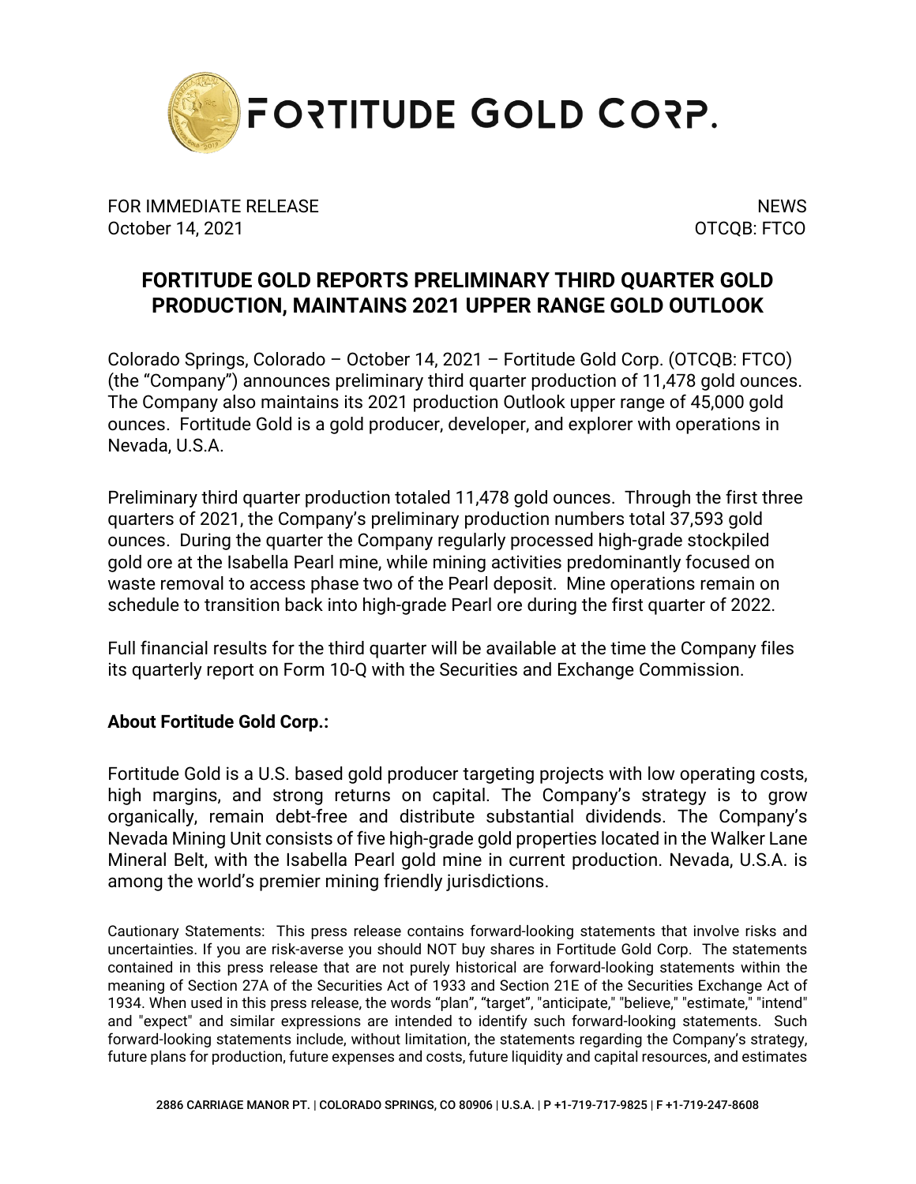# FORTITUDE GOLD CORP.

FOR IMMEDIATE RELEASE
October 14, 2021

NEWS
OTCQB: FTCO

## FORTITUDE GOLD REPORTS PRELIMINARY THIRD QUARTER GOLD PRODUCTION, MAINTAINS 2021 UPPER RANGE GOLD OUTLOOK

Colorado Springs, Colorado – October 14, 2021 – Fortitude Gold Corp. (OTCQB: FTCO) (the "Company") announces preliminary third quarter production of 11,478 gold ounces. The Company also maintains its 2021 production Outlook upper range of 45,000 gold ounces. Fortitude Gold is a gold producer, developer, and explorer with operations in Nevada, U.S.A.

Preliminary third quarter production totaled 11,478 gold ounces. Through the first three quarters of 2021, the Company's preliminary production numbers total 37,593 gold ounces. During the quarter the Company regularly processed high-grade stockpiled gold ore at the Isabella Pearl mine, while mining activities predominantly focused on waste removal to access phase two of the Pearl deposit. Mine operations remain on schedule to transition back into high-grade Pearl ore during the first quarter of 2022.

Full financial results for the third quarter will be available at the time the Company files its quarterly report on Form 10-Q with the Securities and Exchange Commission.

**About Fortitude Gold Corp.:**

Fortitude Gold is a U.S. based gold producer targeting projects with low operating costs, high margins, and strong returns on capital. The Company's strategy is to grow organically, remain debt-free and distribute substantial dividends. The Company's Nevada Mining Unit consists of five high-grade gold properties located in the Walker Lane Mineral Belt, with the Isabella Pearl gold mine in current production. Nevada, U.S.A. is among the world's premier mining friendly jurisdictions.

Cautionary Statements: This press release contains forward-looking statements that involve risks and uncertainties. If you are risk-averse you should NOT buy shares in Fortitude Gold Corp. The statements contained in this press release that are not purely historical are forward-looking statements within the meaning of Section 27A of the Securities Act of 1933 and Section 21E of the Securities Exchange Act of 1934. When used in this press release, the words "plan", "target", "anticipate," "believe," "estimate," "intend" and "expect" and similar expressions are intended to identify such forward-looking statements. Such forward-looking statements include, without limitation, the statements regarding the Company's strategy, future plans for production, future expenses and costs, future liquidity and capital resources, and estimates

2886 CARRIAGE MANOR PT. | COLORADO SPRINGS, CO 80906 | U.S.A. | P +1-719-717-9825 | F +1-719-247-8608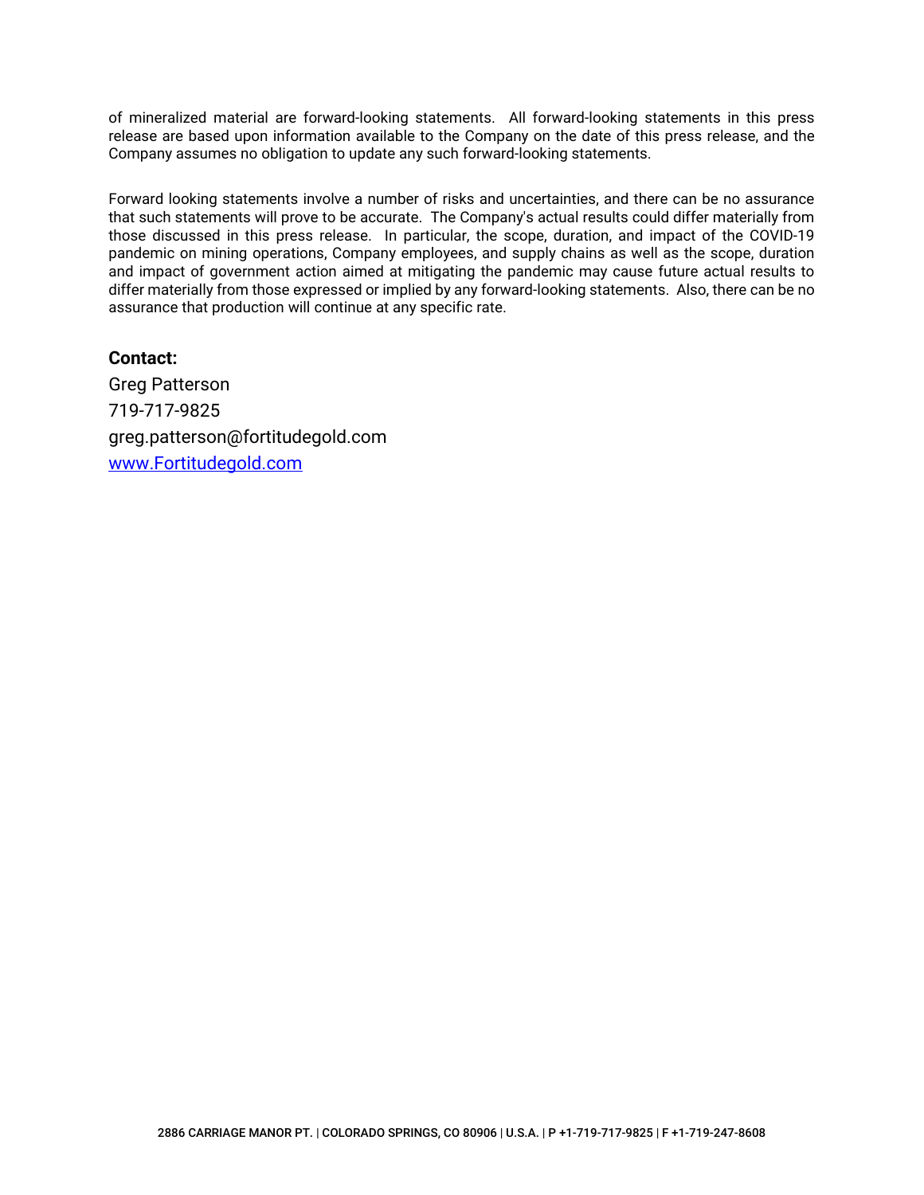of mineralized material are forward-looking statements. All forward-looking statements in this press release are based upon information available to the Company on the date of this press release, and the Company assumes no obligation to update any such forward-looking statements.

Forward looking statements involve a number of risks and uncertainties, and there can be no assurance that such statements will prove to be accurate. The Company's actual results could differ materially from those discussed in this press release. In particular, the scope, duration, and impact of the COVID-19 pandemic on mining operations, Company employees, and supply chains as well as the scope, duration and impact of government action aimed at mitigating the pandemic may cause future actual results to differ materially from those expressed or implied by any forward-looking statements. Also, there can be no assurance that production will continue at any specific rate.

**Contact:**

Greg Patterson
719-717-9825
greg.patterson@fortitudegold.com
[www.Fortitudegold.com](http://www.Fortitudegold.com)